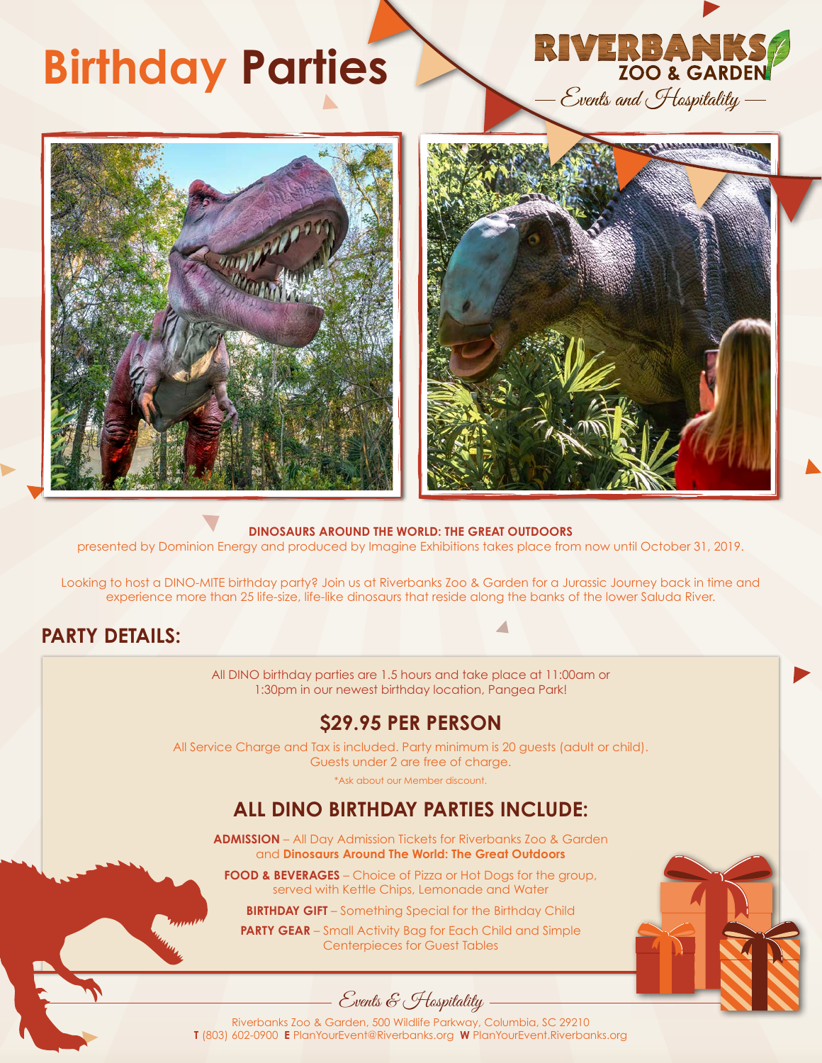# Birthday Parties

RIVERBANKS ZOO & GARDEN

— Events and Hospitality —

**DINOSAURS AROUND THE WORLD: THE GREAT OUTDOORS**

presented by Dominion Energy and produced by Imagine Exhibitions takes place from now until October 31, 2019.

Looking to host a DINO-MITE birthday party? Join us at Riverbanks Zoo & Garden for a Jurassic Journey back in time and experience more than 25 life-size, life-like dinosaurs that reside along the banks of the lower Saluda River.

## PARTY DETAILS:

All DINO birthday parties are 1.5 hours and take place at 11:00am or 1:30pm in our newest birthday location, Pangea Park!

### $29.95 PER PERSON

All Service Charge and Tax is included. Party minimum is 20 guests (adult or child). Guests under 2 are free of charge.

*Ask about our Member discount.

### ALL DINO BIRTHDAY PARTIES INCLUDE:

**ADMISSION** – All Day Admission Tickets for Riverbanks Zoo & Garden and **Dinosaurs Around The World: The Great Outdoors**

**FOOD & BEVERAGES** – Choice of Pizza or Hot Dogs for the group, served with Kettle Chips, Lemonade and Water

**BIRTHDAY GIFT** – Something Special for the Birthday Child

**PARTY GEAR** – Small Activity Bag for Each Child and Simple Centerpieces for Guest Tables

Events & Hospitality

Riverbanks Zoo & Garden, 500 Wildlife Parkway, Columbia, SC 29210
**T** (803) 602-0900 **E** PlanYourEvent@Riverbanks.org **W** PlanYourEvent.Riverbanks.org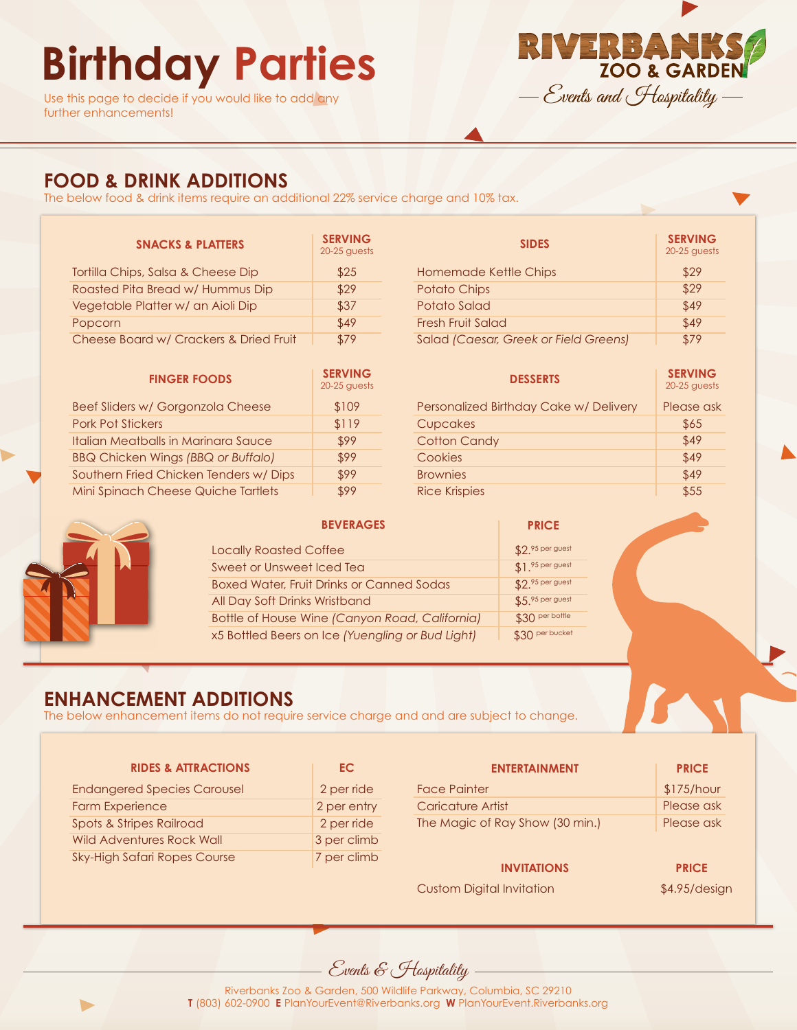# Birthday Parties

Use this page to decide if you would like to add any further enhancements!

RIVERBANKS ZOO & GARDEN
Events and Hospitality

## FOOD & DRINK ADDITIONS

The below food & drink items require an additional 22% service charge and 10% tax.

| SNACKS & PLATTERS | SERVING 20-25 guests |
|---|---|
| Tortilla Chips, Salsa & Cheese Dip | $25 |
| Roasted Pita Bread w/ Hummus Dip | $29 |
| Vegetable Platter w/ an Aioli Dip | $37 |
| Popcorn | $49 |
| Cheese Board w/ Crackers & Dried Fruit | $79 |

| SIDES | SERVING 20-25 guests |
|---|---|
| Homemade Kettle Chips | $29 |
| Potato Chips | $29 |
| Potato Salad | $49 |
| Fresh Fruit Salad | $49 |
| Salad *(Caesar, Greek or Field Greens)* | $79 |

| FINGER FOODS | SERVING 20-25 guests |
|---|---|
| Beef Sliders w/ Gorgonzola Cheese | $109 |
| Pork Pot Stickers | $119 |
| Italian Meatballs in Marinara Sauce | $99 |
| BBQ Chicken Wings *(BBQ or Buffalo)* | $99 |
| Southern Fried Chicken Tenders w/ Dips | $99 |
| Mini Spinach Cheese Quiche Tartlets | $99 |

| DESSERTS | SERVING 20-25 guests |
|---|---|
| Personalized Birthday Cake w/ Delivery | Please ask |
| Cupcakes | $65 |
| Cotton Candy | $49 |
| Cookies | $49 |
| Brownies | $49 |
| Rice Krispies | $55 |

| BEVERAGES | PRICE |
|---|---|
| Locally Roasted Coffee | $2.95 per guest |
| Sweet or Unsweet Iced Tea | $1.95 per guest |
| Boxed Water, Fruit Drinks or Canned Sodas | $2.95 per guest |
| All Day Soft Drinks Wristband | $5.95 per guest |
| Bottle of House Wine *(Canyon Road, California)* | $30 per bottle |
| x5 Bottled Beers on Ice *(Yuengling or Bud Light)* | $30 per bucket |

## ENHANCEMENT ADDITIONS

The below enhancement items do not require service charge and and are subject to change.

| RIDES & ATTRACTIONS | EC |
|---|---|
| Endangered Species Carousel | 2 per ride |
| Farm Experience | 2 per entry |
| Spots & Stripes Railroad | 2 per ride |
| Wild Adventures Rock Wall | 3 per climb |
| Sky-High Safari Ropes Course | 7 per climb |

| ENTERTAINMENT | PRICE |
|---|---|
| Face Painter | $175/hour |
| Caricature Artist | Please ask |
| The Magic of Ray Show (30 min.) | Please ask |

| INVITATIONS | PRICE |
|---|---|
| Custom Digital Invitation | $4.95/design |

Events & Hospitality

Riverbanks Zoo & Garden, 500 Wildlife Parkway, Columbia, SC 29210
**T** (803) 602-0900 **E** PlanYourEvent@Riverbanks.org **W** PlanYourEvent.Riverbanks.org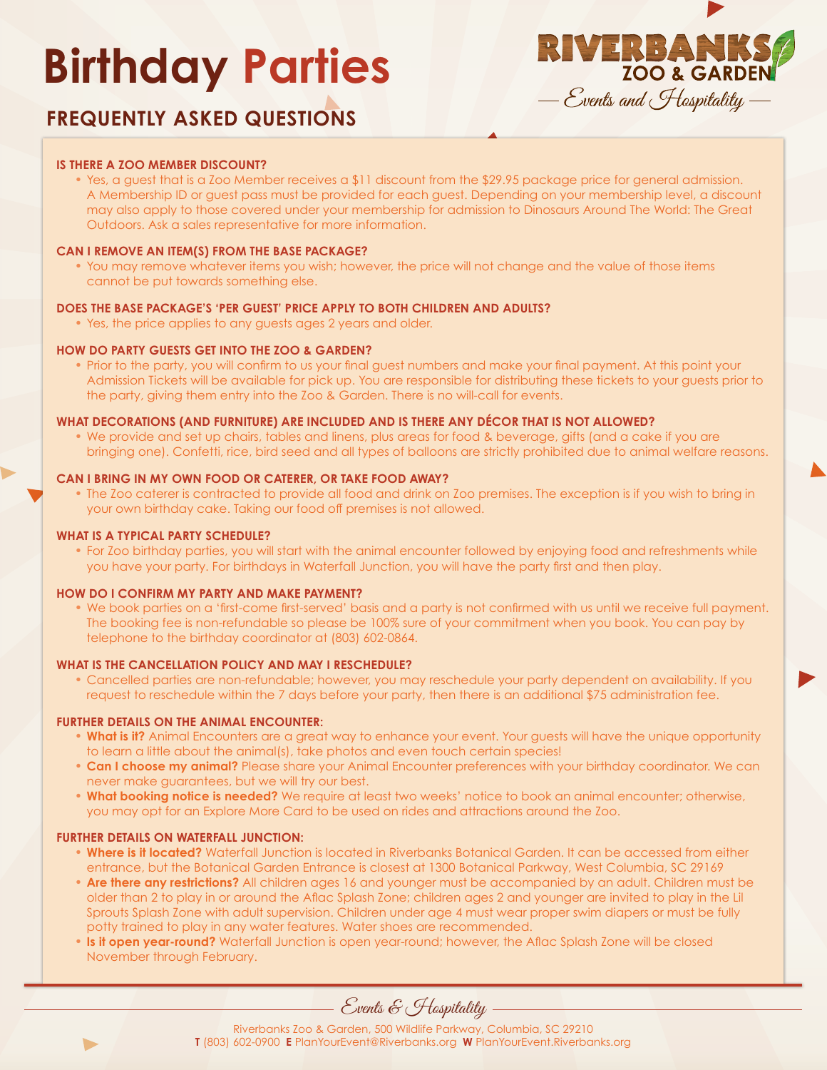# Birthday Parties

## FREQUENTLY ASKED QUESTIONS

RIVERBANKS ZOO & GARDEN
— Events and Hospitality —

**IS THERE A ZOO MEMBER DISCOUNT?**

- Yes, a guest that is a Zoo Member receives a $11 discount from the $29.95 package price for general admission. A Membership ID or guest pass must be provided for each guest. Depending on your membership level, a discount may also apply to those covered under your membership for admission to Dinosaurs Around The World: The Great Outdoors. Ask a sales representative for more information.

**CAN I REMOVE AN ITEM(S) FROM THE BASE PACKAGE?**

- You may remove whatever items you wish; however, the price will not change and the value of those items cannot be put towards something else.

**DOES THE BASE PACKAGE'S 'PER GUEST' PRICE APPLY TO BOTH CHILDREN AND ADULTS?**

- Yes, the price applies to any guests ages 2 years and older.

**HOW DO PARTY GUESTS GET INTO THE ZOO & GARDEN?**

- Prior to the party, you will confirm to us your final guest numbers and make your final payment. At this point your Admission Tickets will be available for pick up. You are responsible for distributing these tickets to your guests prior to the party, giving them entry into the Zoo & Garden. There is no will-call for events.

**WHAT DECORATIONS (AND FURNITURE) ARE INCLUDED AND IS THERE ANY DÉCOR THAT IS NOT ALLOWED?**

- We provide and set up chairs, tables and linens, plus areas for food & beverage, gifts (and a cake if you are bringing one). Confetti, rice, bird seed and all types of balloons are strictly prohibited due to animal welfare reasons.

**CAN I BRING IN MY OWN FOOD OR CATERER, OR TAKE FOOD AWAY?**

- The Zoo caterer is contracted to provide all food and drink on Zoo premises. The exception is if you wish to bring in your own birthday cake. Taking our food off premises is not allowed.

**WHAT IS A TYPICAL PARTY SCHEDULE?**

- For Zoo birthday parties, you will start with the animal encounter followed by enjoying food and refreshments while you have your party. For birthdays in Waterfall Junction, you will have the party first and then play.

**HOW DO I CONFIRM MY PARTY AND MAKE PAYMENT?**

- We book parties on a 'first-come first-served' basis and a party is not confirmed with us until we receive full payment. The booking fee is non-refundable so please be 100% sure of your commitment when you book. You can pay by telephone to the birthday coordinator at (803) 602-0864.

**WHAT IS THE CANCELLATION POLICY AND MAY I RESCHEDULE?**

- Cancelled parties are non-refundable; however, you may reschedule your party dependent on availability. If you request to reschedule within the 7 days before your party, then there is an additional $75 administration fee.

**FURTHER DETAILS ON THE ANIMAL ENCOUNTER:**

- **What is it?** Animal Encounters are a great way to enhance your event. Your guests will have the unique opportunity to learn a little about the animal(s), take photos and even touch certain species!
- **Can I choose my animal?** Please share your Animal Encounter preferences with your birthday coordinator. We can never make guarantees, but we will try our best.
- **What booking notice is needed?** We require at least two weeks' notice to book an animal encounter; otherwise, you may opt for an Explore More Card to be used on rides and attractions around the Zoo.

**FURTHER DETAILS ON WATERFALL JUNCTION:**

- **Where is it located?** Waterfall Junction is located in Riverbanks Botanical Garden. It can be accessed from either entrance, but the Botanical Garden Entrance is closest at 1300 Botanical Parkway, West Columbia, SC 29169
- **Are there any restrictions?** All children ages 16 and younger must be accompanied by an adult. Children must be older than 2 to play in or around the Aflac Splash Zone; children ages 2 and younger are invited to play in the Lil Sprouts Splash Zone with adult supervision. Children under age 4 must wear proper swim diapers or must be fully potty trained to play in any water features. Water shoes are recommended.
- **Is it open year-round?** Waterfall Junction is open year-round; however, the Aflac Splash Zone will be closed November through February.

Events & Hospitality

Riverbanks Zoo & Garden, 500 Wildlife Parkway, Columbia, SC 29210
**T** (803) 602-0900 **E** PlanYourEvent@Riverbanks.org **W** PlanYourEvent.Riverbanks.org